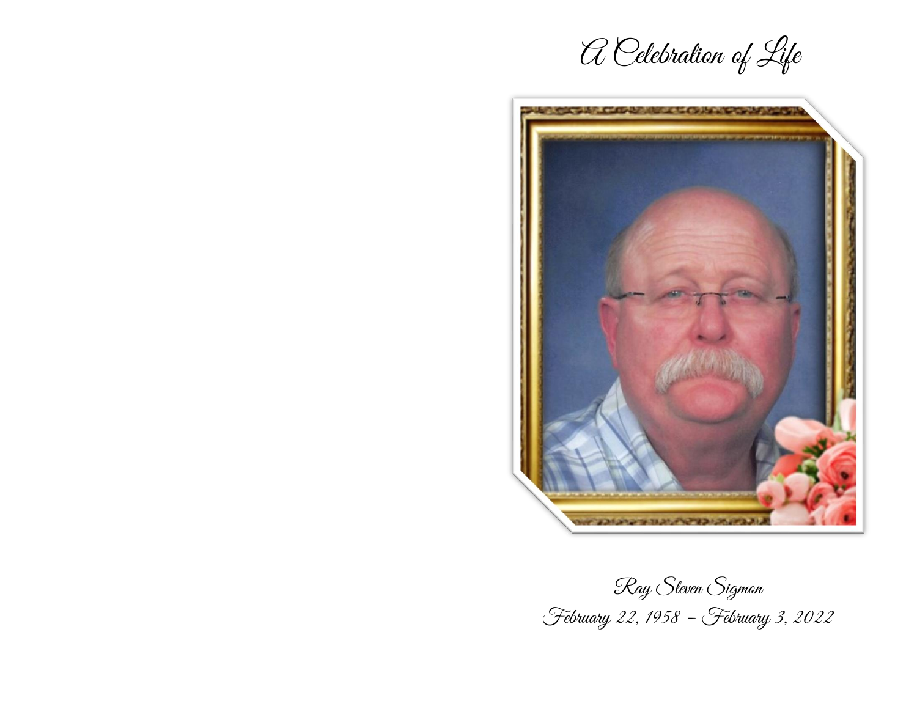# A Celebration of Life

Ray Steven Sigmon

February 22, 1958 – February 3, 2022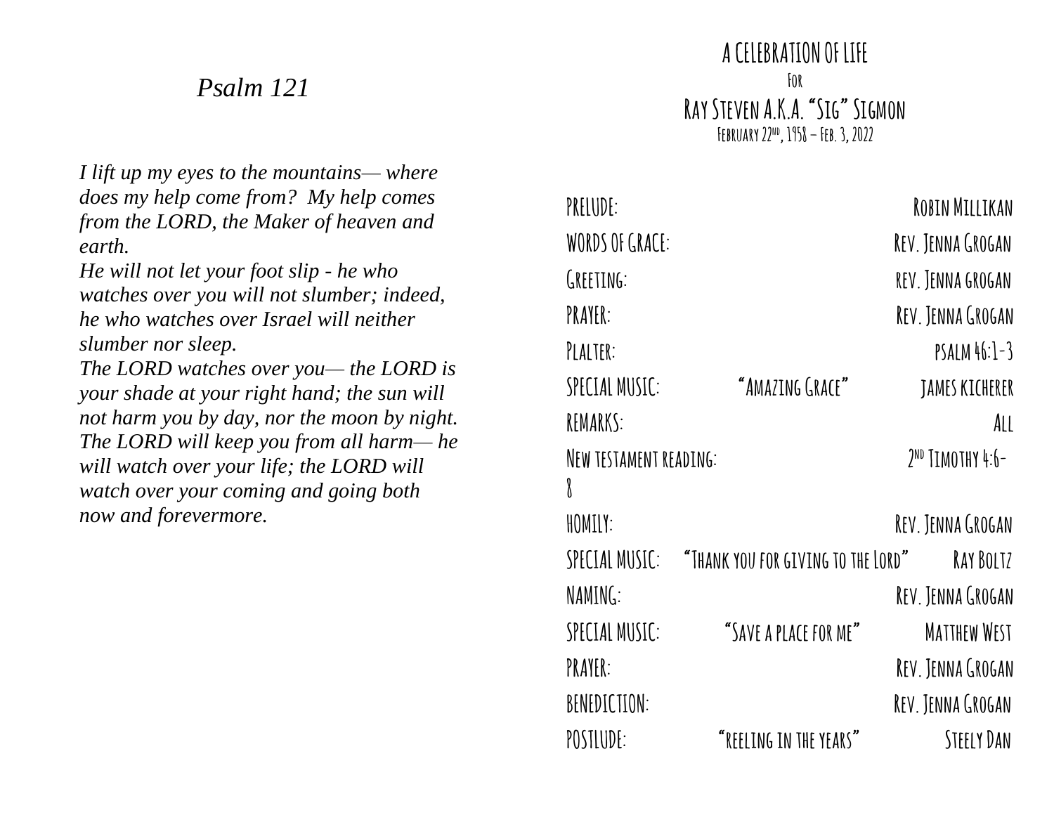# Psalm 121

*I lift up my eyes to the mountains— where does my help come from? My help comes from the LORD, the Maker of heaven and earth.*
*He will not let your foot slip - he who watches over you will not slumber; indeed, he who watches over Israel will neither slumber nor sleep.*
*The LORD watches over you— the LORD is your shade at your right hand; the sun will not harm you by day, nor the moon by night.*
*The LORD will keep you from all harm— he will watch over your life; the LORD will watch over your coming and going both now and forevermore.*

# A CELEBRATION OF LIFE

For

## RAY STEVEN A.K.A. "SIG" SIGMON

February 22nd, 1958 – Feb. 3, 2022

| | | |
|---|---|---|
| PRELUDE: | | ROBIN MILLIKAN |
| WORDS OF GRACE: | | REV. JENNA GROGAN |
| GREETING: | | REV. JENNA GROGAN |
| PRAYER: | | REV. JENNA GROGAN |
| PLALTER: | | PSALM 46:1-3 |
| SPECIAL MUSIC: | "AMAZING GRACE" | JAMES KICHERER |
| REMARKS: | | ALL |
| NEW TESTAMENT READING: | | 2ND TIMOTHY 4:6-8 |
| HOMILY: | | REV. JENNA GROGAN |
| SPECIAL MUSIC: | "THANK YOU FOR GIVING TO THE LORD" | RAY BOLTZ |
| NAMING: | | REV. JENNA GROGAN |
| SPECIAL MUSIC: | "SAVE A PLACE FOR ME" | MATTHEW WEST |
| PRAYER: | | REV. JENNA GROGAN |
| BENEDICTION: | | REV. JENNA GROGAN |
| POSTLUDE: | "REELING IN THE YEARS" | STEELY DAN |